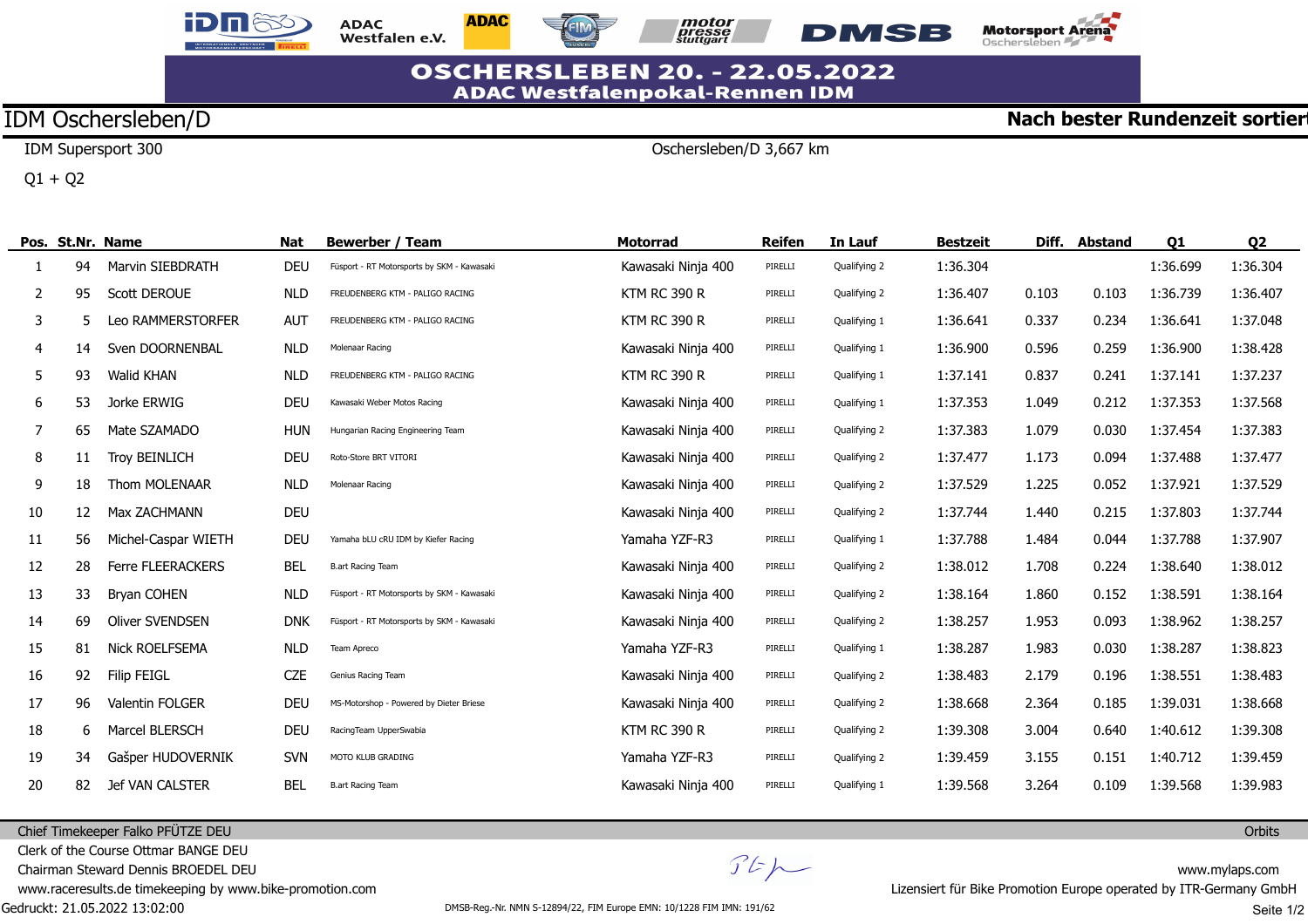# OSCHERSLEBEN 20. - 22.05.2022
## ADAC Westfalenpokal-Rennen IDM

**IDM Oschersleben/D** — **Nach bester Rundenzeit sortiert**

IDM Supersport 300 — Oschersleben/D 3,667 km

Q1 + Q2

| Pos. | St.Nr. | Name | Nat | Bewerber / Team | Motorrad | Reifen | In Lauf | Bestzeit | Diff. | Abstand | Q1 | Q2 |
|---|---|---|---|---|---|---|---|---|---|---|---|---|
| 1 | 94 | Marvin SIEBDRATH | DEU | Füsport - RT Motorsports by SKM - Kawasaki | Kawasaki Ninja 400 | PIRELLI | Qualifying 2 | 1:36.304 | | | 1:36.699 | 1:36.304 |
| 2 | 95 | Scott DEROUE | NLD | FREUDENBERG KTM - PALIGO RACING | KTM RC 390 R | PIRELLI | Qualifying 2 | 1:36.407 | 0.103 | 0.103 | 1:36.739 | 1:36.407 |
| 3 | 5 | Leo RAMMERSTORFER | AUT | FREUDENBERG KTM - PALIGO RACING | KTM RC 390 R | PIRELLI | Qualifying 1 | 1:36.641 | 0.337 | 0.234 | 1:36.641 | 1:37.048 |
| 4 | 14 | Sven DOORNENBAL | NLD | Molenaar Racing | Kawasaki Ninja 400 | PIRELLI | Qualifying 1 | 1:36.900 | 0.596 | 0.259 | 1:36.900 | 1:38.428 |
| 5 | 93 | Walid KHAN | NLD | FREUDENBERG KTM - PALIGO RACING | KTM RC 390 R | PIRELLI | Qualifying 1 | 1:37.141 | 0.837 | 0.241 | 1:37.141 | 1:37.237 |
| 6 | 53 | Jorke ERWIG | DEU | Kawasaki Weber Motos Racing | Kawasaki Ninja 400 | PIRELLI | Qualifying 1 | 1:37.353 | 1.049 | 0.212 | 1:37.353 | 1:37.568 |
| 7 | 65 | Mate SZAMADO | HUN | Hungarian Racing Engineering Team | Kawasaki Ninja 400 | PIRELLI | Qualifying 2 | 1:37.383 | 1.079 | 0.030 | 1:37.454 | 1:37.383 |
| 8 | 11 | Troy BEINLICH | DEU | Roto-Store BRT VITORI | Kawasaki Ninja 400 | PIRELLI | Qualifying 2 | 1:37.477 | 1.173 | 0.094 | 1:37.488 | 1:37.477 |
| 9 | 18 | Thom MOLENAAR | NLD | Molenaar Racing | Kawasaki Ninja 400 | PIRELLI | Qualifying 2 | 1:37.529 | 1.225 | 0.052 | 1:37.921 | 1:37.529 |
| 10 | 12 | Max ZACHMANN | DEU | | Kawasaki Ninja 400 | PIRELLI | Qualifying 2 | 1:37.744 | 1.440 | 0.215 | 1:37.803 | 1:37.744 |
| 11 | 56 | Michel-Caspar WIETH | DEU | Yamaha bLU cRU IDM by Kiefer Racing | Yamaha YZF-R3 | PIRELLI | Qualifying 1 | 1:37.788 | 1.484 | 0.044 | 1:37.788 | 1:37.907 |
| 12 | 28 | Ferre FLEERACKERS | BEL | B.art Racing Team | Kawasaki Ninja 400 | PIRELLI | Qualifying 2 | 1:38.012 | 1.708 | 0.224 | 1:38.640 | 1:38.012 |
| 13 | 33 | Bryan COHEN | NLD | Füsport - RT Motorsports by SKM - Kawasaki | Kawasaki Ninja 400 | PIRELLI | Qualifying 2 | 1:38.164 | 1.860 | 0.152 | 1:38.591 | 1:38.164 |
| 14 | 69 | Oliver SVENDSEN | DNK | Füsport - RT Motorsports by SKM - Kawasaki | Kawasaki Ninja 400 | PIRELLI | Qualifying 2 | 1:38.257 | 1.953 | 0.093 | 1:38.962 | 1:38.257 |
| 15 | 81 | Nick ROELFSEMA | NLD | Team Apreco | Yamaha YZF-R3 | PIRELLI | Qualifying 1 | 1:38.287 | 1.983 | 0.030 | 1:38.287 | 1:38.823 |
| 16 | 92 | Filip FEIGL | CZE | Genius Racing Team | Kawasaki Ninja 400 | PIRELLI | Qualifying 2 | 1:38.483 | 2.179 | 0.196 | 1:38.551 | 1:38.483 |
| 17 | 96 | Valentin FOLGER | DEU | MS-Motorshop - Powered by Dieter Briese | Kawasaki Ninja 400 | PIRELLI | Qualifying 2 | 1:38.668 | 2.364 | 0.185 | 1:39.031 | 1:38.668 |
| 18 | 6 | Marcel BLERSCH | DEU | RacingTeam UpperSwabia | KTM RC 390 R | PIRELLI | Qualifying 2 | 1:39.308 | 3.004 | 0.640 | 1:40.612 | 1:39.308 |
| 19 | 34 | Gašper HUDOVERNIK | SVN | MOTO KLUB GRADING | Yamaha YZF-R3 | PIRELLI | Qualifying 2 | 1:39.459 | 3.155 | 0.151 | 1:40.712 | 1:39.459 |
| 20 | 82 | Jef VAN CALSTER | BEL | B.art Racing Team | Kawasaki Ninja 400 | PIRELLI | Qualifying 1 | 1:39.568 | 3.264 | 0.109 | 1:39.568 | 1:39.983 |

Chief Timekeeper Falko PFÜTZE DEU

Clerk of the Course Ottmar BANGE DEU

Chairman Steward Dennis BROEDEL DEU

www.raceresults.de timekeeping by www.bike-promotion.com

Gedruckt: 21.05.2022 13:02:00

DMSB-Reg.-Nr. NMN S-12894/22, FIM Europe EMN: 10/1228 FIM IMN: 191/62

Orbits

www.mylaps.com

Lizensiert für Bike Promotion Europe operated by ITR-Germany GmbH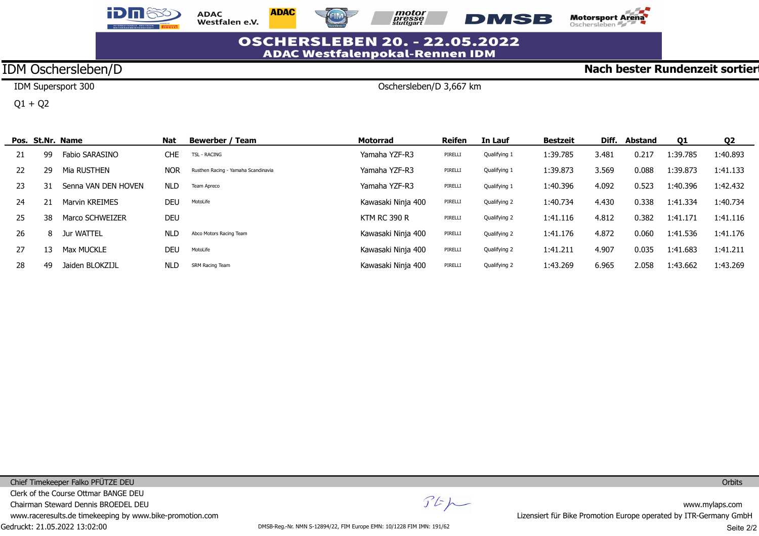# OSCHERSLEBEN 20. - 22.05.2022
## ADAC Westfalenpokal-Rennen IDM

**IDM Oschersleben/D** — **Nach bester Rundenzeit sortiert**

IDM Supersport 300 — Oschersleben/D 3,667 km

Q1 + Q2

| Pos. | St.Nr. | Name | Nat | Bewerber / Team | Motorrad | Reifen | In Lauf | Bestzeit | Diff. | Abstand | Q1 | Q2 |
|---|---|---|---|---|---|---|---|---|---|---|---|---|
| 21 | 99 | Fabio SARASINO | CHE | TSL - RACING | Yamaha YZF-R3 | PIRELLI | Qualifying 1 | 1:39.785 | 3.481 | 0.217 | 1:39.785 | 1:40.893 |
| 22 | 29 | Mia RUSTHEN | NOR | Rusthen Racing - Yamaha Scandinavia | Yamaha YZF-R3 | PIRELLI | Qualifying 1 | 1:39.873 | 3.569 | 0.088 | 1:39.873 | 1:41.133 |
| 23 | 31 | Senna VAN DEN HOVEN | NLD | Team Apreco | Yamaha YZF-R3 | PIRELLI | Qualifying 1 | 1:40.396 | 4.092 | 0.523 | 1:40.396 | 1:42.432 |
| 24 | 21 | Marvin KREIMES | DEU | MotoLife | Kawasaki Ninja 400 | PIRELLI | Qualifying 2 | 1:40.734 | 4.430 | 0.338 | 1:41.334 | 1:40.734 |
| 25 | 38 | Marco SCHWEIZER | DEU | | KTM RC 390 R | PIRELLI | Qualifying 2 | 1:41.116 | 4.812 | 0.382 | 1:41.171 | 1:41.116 |
| 26 | 8 | Jur WATTEL | NLD | Abco Motors Racing Team | Kawasaki Ninja 400 | PIRELLI | Qualifying 2 | 1:41.176 | 4.872 | 0.060 | 1:41.536 | 1:41.176 |
| 27 | 13 | Max MUCKLE | DEU | MotoLife | Kawasaki Ninja 400 | PIRELLI | Qualifying 2 | 1:41.211 | 4.907 | 0.035 | 1:41.683 | 1:41.211 |
| 28 | 49 | Jaiden BLOKZIJL | NLD | SRM Racing Team | Kawasaki Ninja 400 | PIRELLI | Qualifying 2 | 1:43.269 | 6.965 | 2.058 | 1:43.662 | 1:43.269 |

Chief Timekeeper Falko PFÜTZE DEU
Clerk of the Course Ottmar BANGE DEU
Chairman Steward Dennis BROEDEL DEU
www.raceresults.de timekeeping by www.bike-promotion.com
Gedruckt: 21.05.2022 13:02:00

DMSB-Reg.-Nr. NMN S-12894/22, FIM Europe EMN: 10/1228 FIM IMN: 191/62

Orbits
www.mylaps.com
Lizensiert für Bike Promotion Europe operated by ITR-Germany GmbH